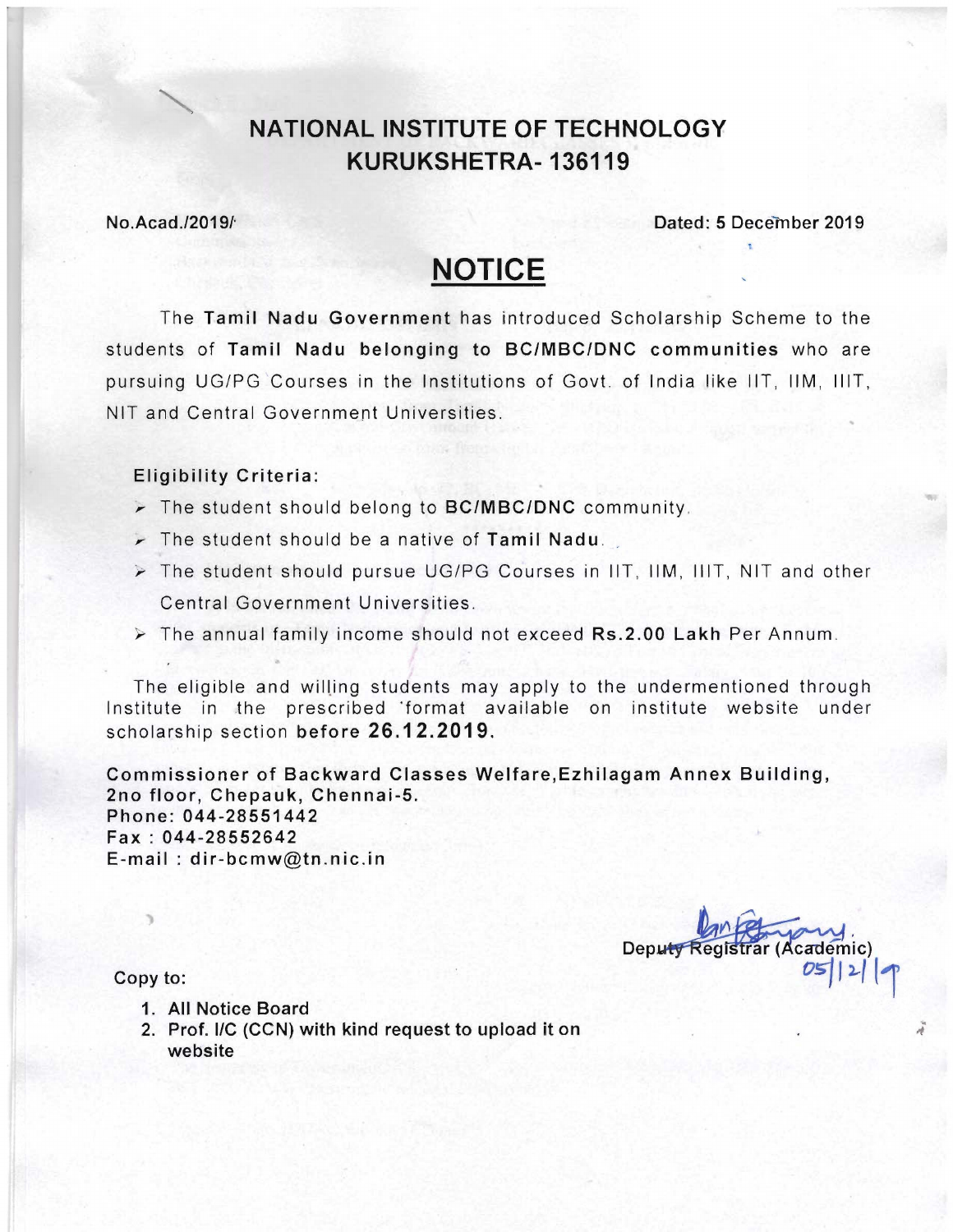# NATIONAL INSTITUTE OF TECHNOLOGY
# KURUKSHETRA- 136119

**No.Acad./2019/** **Dated: 5 December 2019**

## NOTICE

The **Tamil Nadu Government** has introduced Scholarship Scheme to the students of **Tamil Nadu belonging to BC/MBC/DNC communities** who are pursuing UG/PG Courses in the Institutions of Govt. of India like IIT, IIM, IIIT, NIT and Central Government Universities.

**Eligibility Criteria:**

- The student should belong to **BC/MBC/DNC** community.
- The student should be a native of **Tamil Nadu**.
- The student should pursue UG/PG Courses in IIT, IIM, IIIT, NIT and other Central Government Universities.
- The annual family income should not exceed **Rs.2.00 Lakh** Per Annum.

The eligible and willing students may apply to the undermentioned through Institute in the prescribed format available on institute website under scholarship section **before 26.12.2019.**

**Commissioner of Backward Classes Welfare,Ezhilagam Annex Building,**
**2no floor, Chepauk, Chennai-5.**
**Phone: 044-28551442**
**Fax : 044-28552642**
**E-mail : dir-bcmw@tn.nic.in**

Deputy Registrar (Academic)
05/12/19

Copy to:

1. All Notice Board
2. Prof. I/C (CCN) with kind request to upload it on website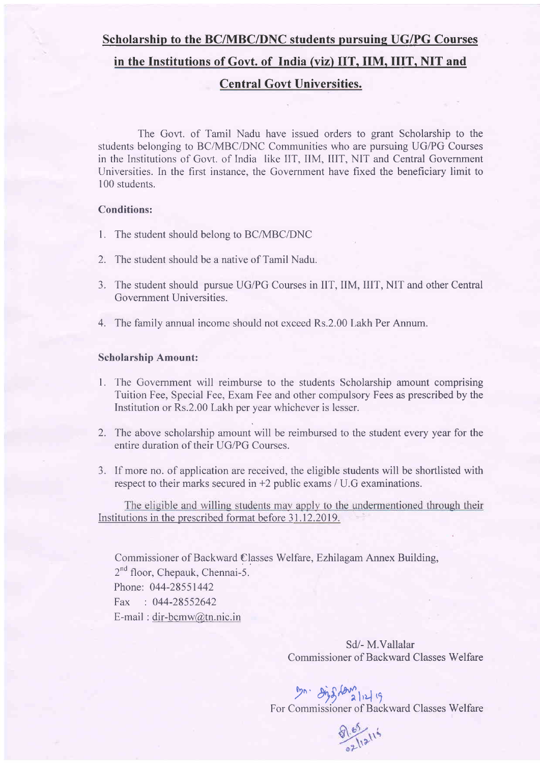## Scholarship to the BC/MBC/DNC students pursuing UG/PG Courses in the Institutions of Govt. of India (viz) IIT, IIM, IIIT, NIT and Central Govt Universities.

The Govt. of Tamil Nadu have issued orders to grant Scholarship to the students belonging to BC/MBC/DNC Communities who are pursuing UG/PG Courses in the Institutions of Govt. of India like IIT, IIM, IIIT, NIT and Central Government Universities. In the first instance, the Government have fixed the beneficiary limit to 100 students.

**Conditions:**

1. The student should belong to BC/MBC/DNC
2. The student should be a native of Tamil Nadu.
3. The student should pursue UG/PG Courses in IIT, IIM, IIIT, NIT and other Central Government Universities.
4. The family annual income should not exceed Rs.2.00 Lakh Per Annum.

**Scholarship Amount:**

1. The Government will reimburse to the students Scholarship amount comprising Tuition Fee, Special Fee, Exam Fee and other compulsory Fees as prescribed by the Institution or Rs.2.00 Lakh per year whichever is lesser.
2. The above scholarship amount will be reimbursed to the student every year for the entire duration of their UG/PG Courses.
3. If more no. of application are received, the eligible students will be shortlisted with respect to their marks secured in +2 public exams / U.G examinations.

The eligible and willing students may apply to the undermentioned through their Institutions in the prescribed format before 31.12.2019.

Commissioner of Backward Classes Welfare, Ezhilagam Annex Building,
2nd floor, Chepauk, Chennai-5.
Phone: 044-28551442
Fax : 044-28552642
E-mail : dir-bcmw@tn.nic.in

Sd/- M.Vallalar
Commissioner of Backward Classes Welfare

2/12/19
For Commissioner of Backward Classes Welfare

02/12/19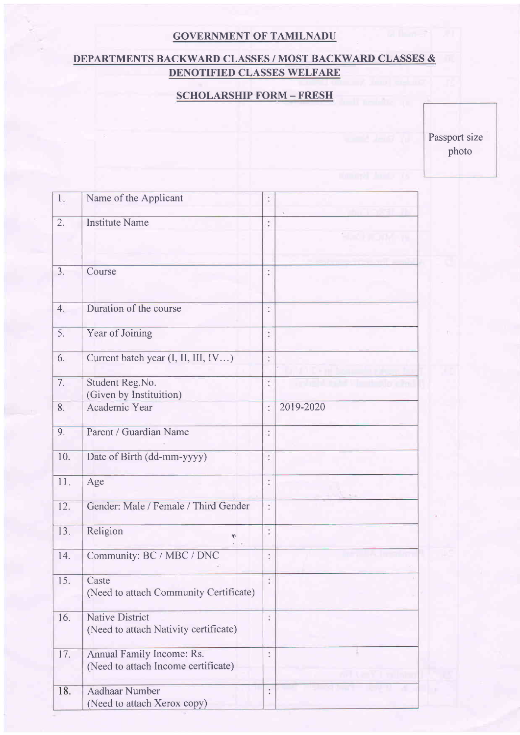**GOVERNMENT OF TAMILNADU**

**DEPARTMENTS BACKWARD CLASSES / MOST BACKWARD CLASSES & DENOTIFIED CLASSES WELFARE**

**SCHOLARSHIP FORM – FRESH**

Passport size photo

| | | | |
|---|---|---|---|
| 1. | Name of the Applicant | : | |
| 2. | Institute Name | : | |
| 3. | Course | : | |
| 4. | Duration of the course | : | |
| 5. | Year of Joining | : | |
| 6. | Current batch year (I, II, III, IV…) | : | |
| 7. | Student Reg.No. (Given by Instituition) | : | |
| 8. | Academic Year | : | 2019-2020 |
| 9. | Parent / Guardian Name | : | |
| 10. | Date of Birth (dd-mm-yyyy) | : | |
| 11. | Age | : | |
| 12. | Gender: Male / Female / Third Gender | : | |
| 13. | Religion | : | |
| 14. | Community: BC / MBC / DNC | : | |
| 15. | Caste (Need to attach Community Certificate) | : | |
| 16. | Native District (Need to attach Nativity certificate) | : | |
| 17. | Annual Family Income: Rs. (Need to attach Income certificate) | : | |
| 18. | Aadhaar Number (Need to attach Xerox copy) | : | |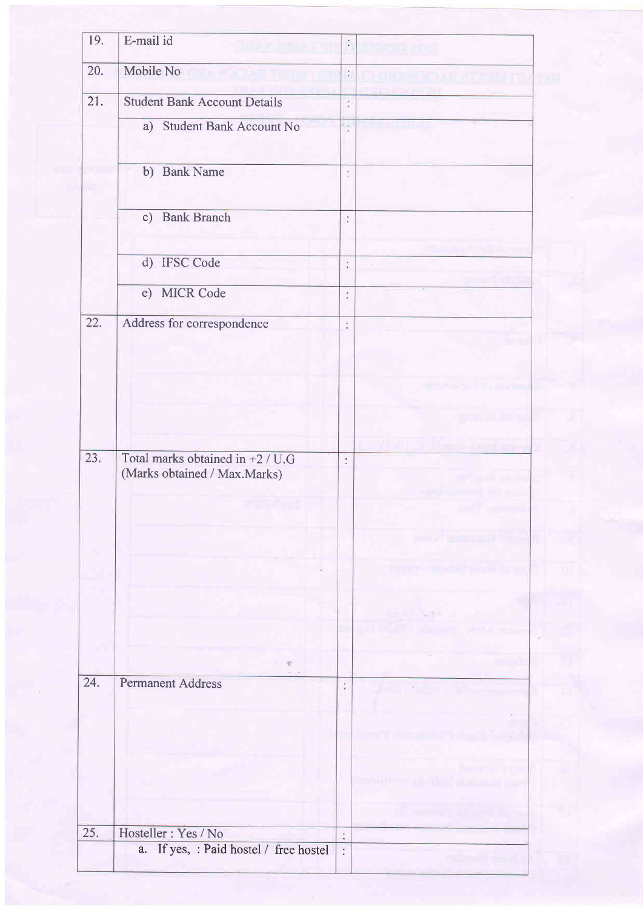| | | | |
|---|---|---|---|
| 19. | E-mail id | : | |
| 20. | Mobile No | : | |
| 21. | Student Bank Account Details | : | |
| | a) Student Bank Account No | : | |
| | b) Bank Name | : | |
| | c) Bank Branch | : | |
| | d) IFSC Code | : | |
| | e) MICR Code | : | |
| 22. | Address for correspondence | : | |
| 23. | Total marks obtained in +2 / U.G (Marks obtained / Max.Marks) | : | |
| 24. | Permanent Address | : | |
| 25. | Hosteller : Yes / No | : | |
| | a. If yes, : Paid hostel / free hostel | : | |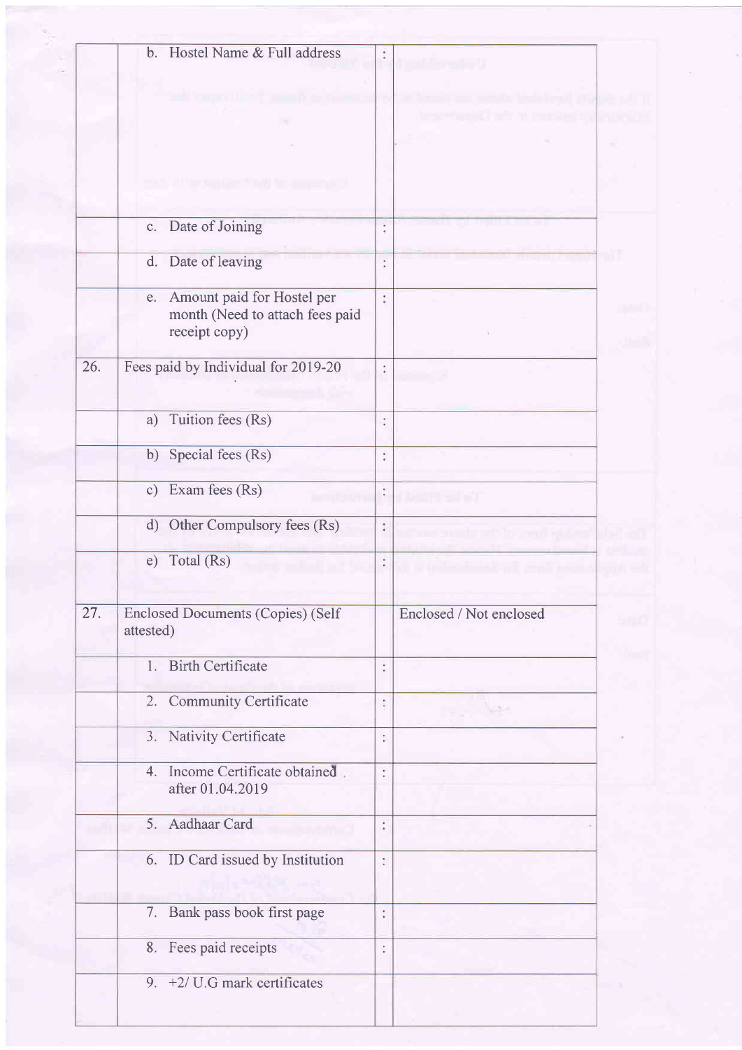|  |  |  |  |
|---|---|---|---|
|  | b. Hostel Name & Full address | : |  |
|  | c. Date of Joining | : |  |
|  | d. Date of leaving | : |  |
|  | e. Amount paid for Hostel per month (Need to attach fees paid receipt copy) | : |  |
| 26. | Fees paid by Individual for 2019-20 | : |  |
|  | a) Tuition fees (Rs) | : |  |
|  | b) Special fees (Rs) | : |  |
|  | c) Exam fees (Rs) | : |  |
|  | d) Other Compulsory fees (Rs) | : |  |
|  | e) Total (Rs) | : |  |
| 27. | Enclosed Documents (Copies) (Self attested) |  | Enclosed / Not enclosed |
|  | 1. Birth Certificate | : |  |
|  | 2. Community Certificate | : |  |
|  | 3. Nativity Certificate | : |  |
|  | 4. Income Certificate obtained after 01.04.2019 | : |  |
|  | 5. Aadhaar Card | : |  |
|  | 6. ID Card issued by Institution | : |  |
|  | 7. Bank pass book first page | : |  |
|  | 8. Fees paid receipts | : |  |
|  | 9. +2/ U.G mark certificates |  |  |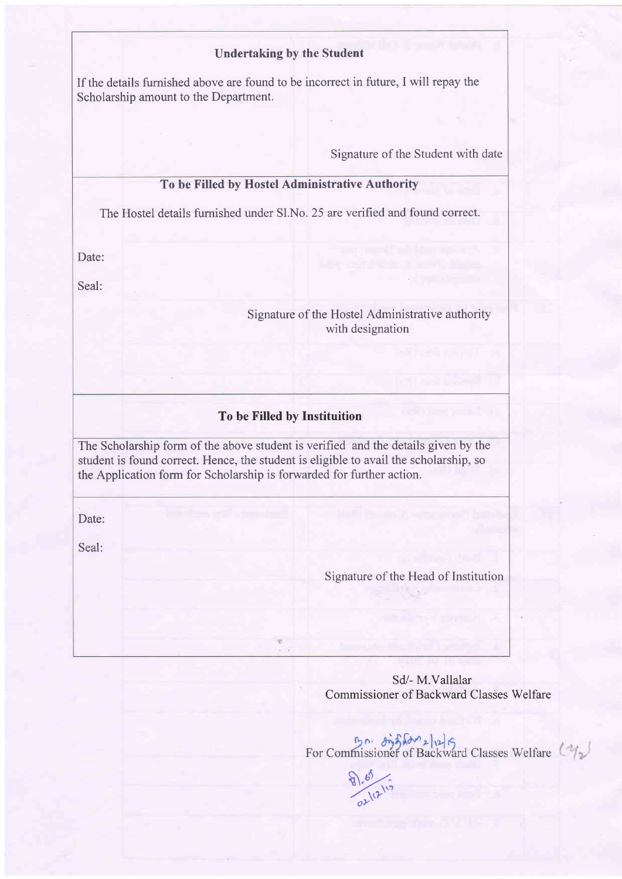**Undertaking by the Student**

If the details furnished above are found to be incorrect in future, I will repay the Scholarship amount to the Department.

Signature of the Student with date

**To be Filled by Hostel Administrative Authority**

The Hostel details furnished under Sl.No. 25 are verified and found correct.

Date:

Seal:

Signature of the Hostel Administrative authority with designation

**To be Filled by Instituition**

The Scholarship form of the above student is verified and the details given by the student is found correct. Hence, the student is eligible to avail the scholarship, so the Application form for Scholarship is forwarded for further action.

Date:

Seal:

Signature of the Head of Institution

Sd/- M.Vallalar
Commissioner of Backward Classes Welfare

For Commissioner of Backward Classes Welfare